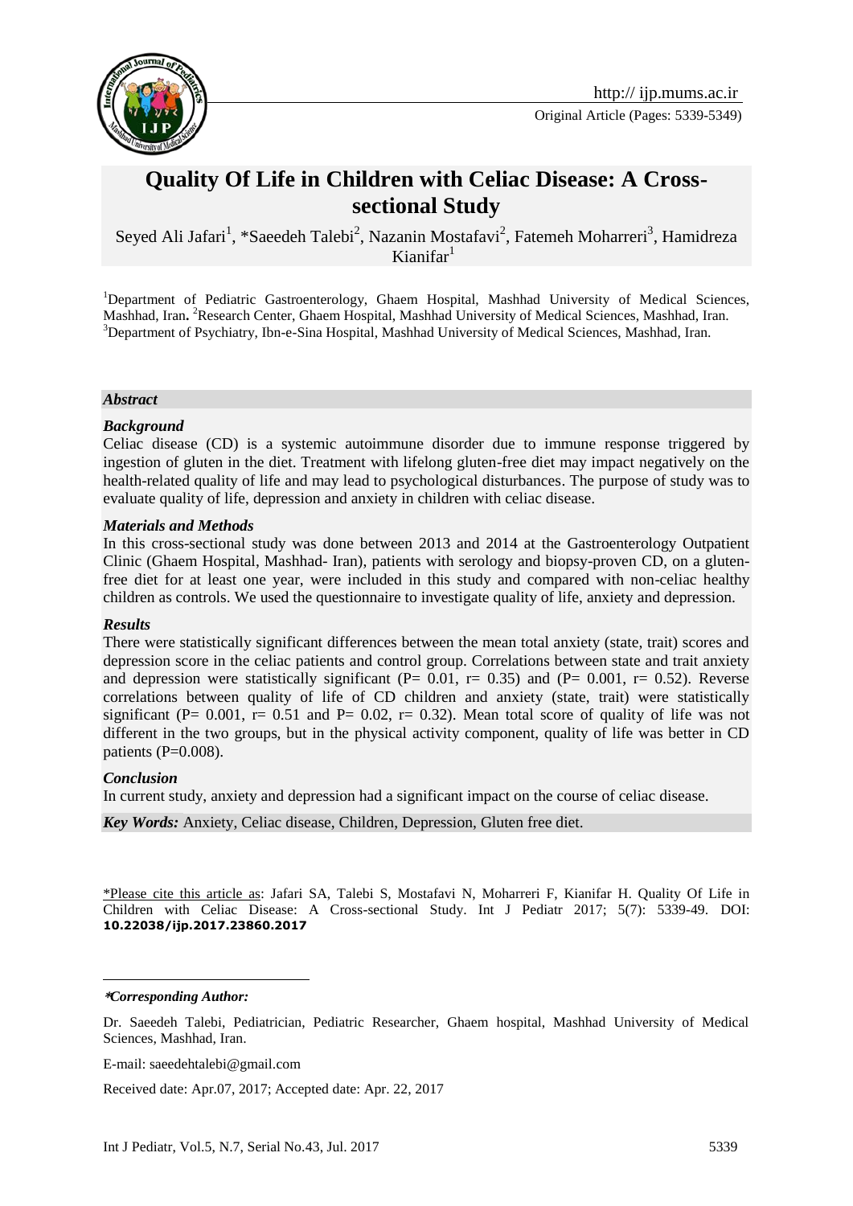http:// ijp.mums.ac.ir

Original Article (Pages: 5339-5349)

# Quality Of Life in Children with Celiac Disease: A Cross-sectional Study

Seyed Ali Jafari[1], *Saeedeh Talebi[2], Nazanin Mostafavi[2], Fatemeh Moharreri[3], Hamidreza Kianifar[1]

[1]Department of Pediatric Gastroenterology, Ghaem Hospital, Mashhad University of Medical Sciences, Mashhad, Iran. [2]Research Center, Ghaem Hospital, Mashhad University of Medical Sciences, Mashhad, Iran. [3]Department of Psychiatry, Ibn-e-Sina Hospital, Mashhad University of Medical Sciences, Mashhad, Iran.

## *Abstract*

### *Background*

Celiac disease (CD) is a systemic autoimmune disorder due to immune response triggered by ingestion of gluten in the diet. Treatment with lifelong gluten-free diet may impact negatively on the health-related quality of life and may lead to psychological disturbances. The purpose of study was to evaluate quality of life, depression and anxiety in children with celiac disease.

### *Materials and Methods*

In this cross-sectional study was done between 2013 and 2014 at the Gastroenterology Outpatient Clinic (Ghaem Hospital, Mashhad- Iran), patients with serology and biopsy-proven CD, on a gluten-free diet for at least one year, were included in this study and compared with non-celiac healthy children as controls. We used the questionnaire to investigate quality of life, anxiety and depression.

### *Results*

There were statistically significant differences between the mean total anxiety (state, trait) scores and depression score in the celiac patients and control group. Correlations between state and trait anxiety and depression were statistically significant (P= 0.01, r= 0.35) and (P= 0.001, r= 0.52). Reverse correlations between quality of life of CD children and anxiety (state, trait) were statistically significant (P= 0.001, r= 0.51 and P= 0.02, r= 0.32). Mean total score of quality of life was not different in the two groups, but in the physical activity component, quality of life was better in CD patients (P=0.008).

### *Conclusion*

In current study, anxiety and depression had a significant impact on the course of celiac disease.

***Key Words:*** Anxiety, Celiac disease, Children, Depression, Gluten free diet.

*Please cite this article as: Jafari SA, Talebi S, Mostafavi N, Moharreri F, Kianifar H. Quality Of Life in Children with Celiac Disease: A Cross-sectional Study. Int J Pediatr 2017; 5(7): 5339-49. DOI: **10.22038/ijp.2017.23860.2017**

***Corresponding Author:***

Dr. Saeedeh Talebi, Pediatrician, Pediatric Researcher, Ghaem hospital, Mashhad University of Medical Sciences, Mashhad, Iran.

E-mail: saeedehtalebi@gmail.com

Received date: Apr.07, 2017; Accepted date: Apr. 22, 2017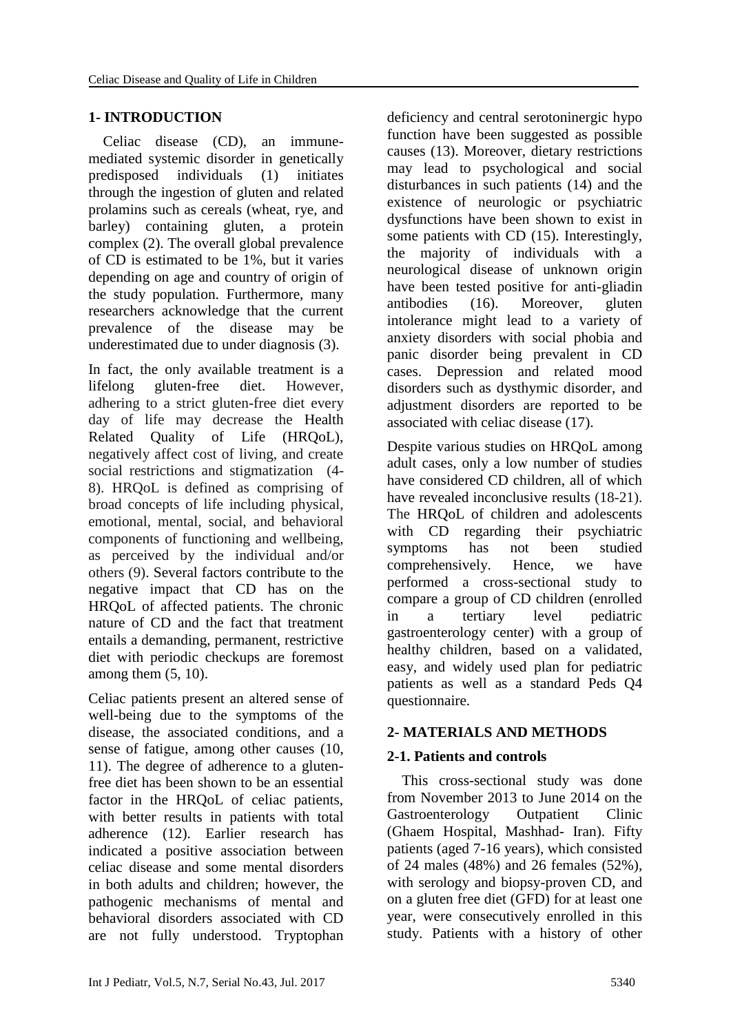## 1- INTRODUCTION

Celiac disease (CD), an immune-mediated systemic disorder in genetically predisposed individuals (1) initiates through the ingestion of gluten and related prolamins such as cereals (wheat, rye, and barley) containing gluten, a protein complex (2). The overall global prevalence of CD is estimated to be 1%, but it varies depending on age and country of origin of the study population. Furthermore, many researchers acknowledge that the current prevalence of the disease may be underestimated due to under diagnosis (3).

In fact, the only available treatment is a lifelong gluten-free diet. However, adhering to a strict gluten-free diet every day of life may decrease the Health Related Quality of Life (HRQoL), negatively affect cost of living, and create social restrictions and stigmatization (4-8). HRQoL is defined as comprising of broad concepts of life including physical, emotional, mental, social, and behavioral components of functioning and wellbeing, as perceived by the individual and/or others (9). Several factors contribute to the negative impact that CD has on the HRQoL of affected patients. The chronic nature of CD and the fact that treatment entails a demanding, permanent, restrictive diet with periodic checkups are foremost among them (5, 10).

Celiac patients present an altered sense of well-being due to the symptoms of the disease, the associated conditions, and a sense of fatigue, among other causes (10, 11). The degree of adherence to a gluten-free diet has been shown to be an essential factor in the HRQoL of celiac patients, with better results in patients with total adherence (12). Earlier research has indicated a positive association between celiac disease and some mental disorders in both adults and children; however, the pathogenic mechanisms of mental and behavioral disorders associated with CD are not fully understood. Tryptophan deficiency and central serotoninergic hypo function have been suggested as possible causes (13). Moreover, dietary restrictions may lead to psychological and social disturbances in such patients (14) and the existence of neurologic or psychiatric dysfunctions have been shown to exist in some patients with CD (15). Interestingly, the majority of individuals with a neurological disease of unknown origin have been tested positive for anti-gliadin antibodies (16). Moreover, gluten intolerance might lead to a variety of anxiety disorders with social phobia and panic disorder being prevalent in CD cases. Depression and related mood disorders such as dysthymic disorder, and adjustment disorders are reported to be associated with celiac disease (17).

Despite various studies on HRQoL among adult cases, only a low number of studies have considered CD children, all of which have revealed inconclusive results (18-21). The HRQoL of children and adolescents with CD regarding their psychiatric symptoms has not been studied comprehensively. Hence, we have performed a cross-sectional study to compare a group of CD children (enrolled in a tertiary level pediatric gastroenterology center) with a group of healthy children, based on a validated, easy, and widely used plan for pediatric patients as well as a standard Peds Q4 questionnaire.

## 2- MATERIALS AND METHODS

### 2-1. Patients and controls

This cross-sectional study was done from November 2013 to June 2014 on the Gastroenterology Outpatient Clinic (Ghaem Hospital, Mashhad- Iran). Fifty patients (aged 7-16 years), which consisted of 24 males (48%) and 26 females (52%), with serology and biopsy-proven CD, and on a gluten free diet (GFD) for at least one year, were consecutively enrolled in this study. Patients with a history of other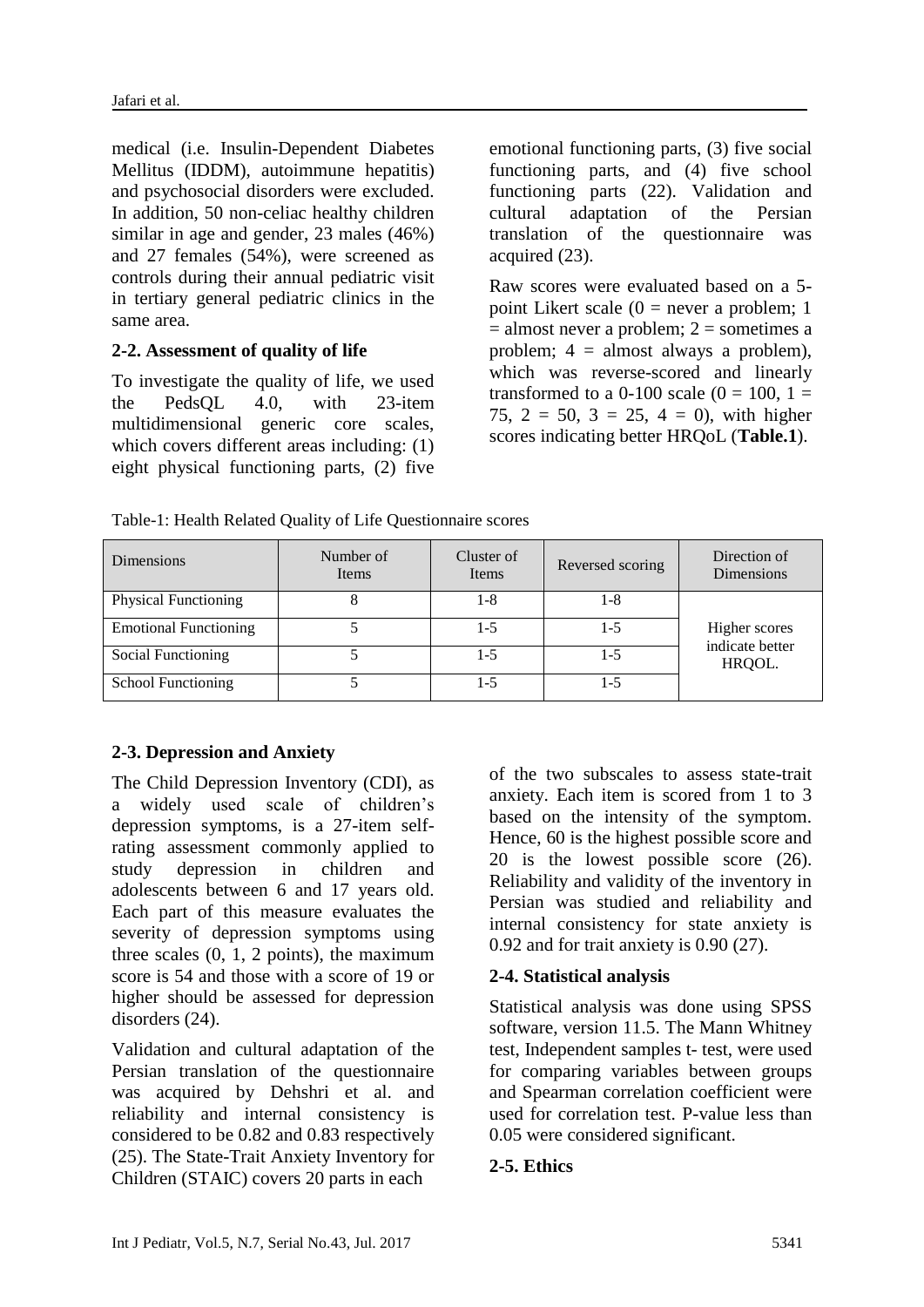medical (i.e. Insulin-Dependent Diabetes Mellitus (IDDM), autoimmune hepatitis) and psychosocial disorders were excluded. In addition, 50 non-celiac healthy children similar in age and gender, 23 males (46%) and 27 females (54%), were screened as controls during their annual pediatric visit in tertiary general pediatric clinics in the same area.

### 2-2. Assessment of quality of life

To investigate the quality of life, we used the PedsQL 4.0, with 23-item multidimensional generic core scales, which covers different areas including: (1) eight physical functioning parts, (2) five emotional functioning parts, (3) five social functioning parts, and (4) five school functioning parts (22). Validation and cultural adaptation of the Persian translation of the questionnaire was acquired (23).

Raw scores were evaluated based on a 5-point Likert scale (0 = never a problem; 1 = almost never a problem; 2 = sometimes a problem; 4 = almost always a problem), which was reverse-scored and linearly transformed to a 0-100 scale (0 = 100, 1 = 75, 2 = 50, 3 = 25, 4 = 0), with higher scores indicating better HRQoL (**Table.1**).

Table-1: Health Related Quality of Life Questionnaire scores

| Dimensions | Number of Items | Cluster of Items | Reversed scoring | Direction of Dimensions |
|---|---|---|---|---|
| Physical Functioning | 8 | 1-8 | 1-8 | Higher scores indicate better HRQOL. |
| Emotional Functioning | 5 | 1-5 | 1-5 | |
| Social Functioning | 5 | 1-5 | 1-5 | |
| School Functioning | 5 | 1-5 | 1-5 | |

### 2-3. Depression and Anxiety

The Child Depression Inventory (CDI), as a widely used scale of children's depression symptoms, is a 27-item self-rating assessment commonly applied to study depression in children and adolescents between 6 and 17 years old. Each part of this measure evaluates the severity of depression symptoms using three scales (0, 1, 2 points), the maximum score is 54 and those with a score of 19 or higher should be assessed for depression disorders (24).

Validation and cultural adaptation of the Persian translation of the questionnaire was acquired by Dehshri et al. and reliability and internal consistency is considered to be 0.82 and 0.83 respectively (25). The State-Trait Anxiety Inventory for Children (STAIC) covers 20 parts in each of the two subscales to assess state-trait anxiety. Each item is scored from 1 to 3 based on the intensity of the symptom. Hence, 60 is the highest possible score and 20 is the lowest possible score (26). Reliability and validity of the inventory in Persian was studied and reliability and internal consistency for state anxiety is 0.92 and for trait anxiety is 0.90 (27).

### 2-4. Statistical analysis

Statistical analysis was done using SPSS software, version 11.5. The Mann Whitney test, Independent samples t- test, were used for comparing variables between groups and Spearman correlation coefficient were used for correlation test. P-value less than 0.05 were considered significant.

### 2-5. Ethics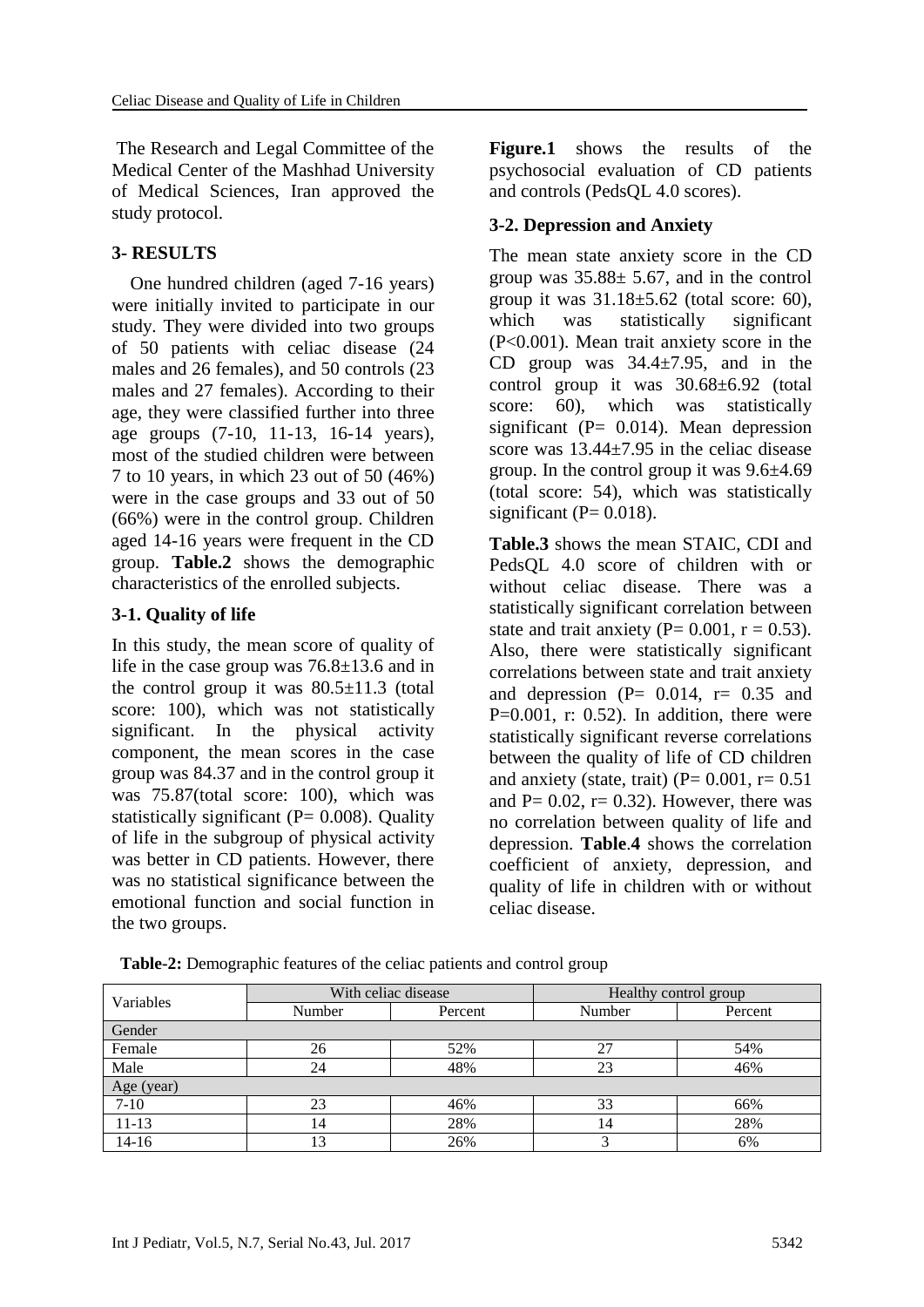The Research and Legal Committee of the Medical Center of the Mashhad University of Medical Sciences, Iran approved the study protocol.

## 3- RESULTS

One hundred children (aged 7-16 years) were initially invited to participate in our study. They were divided into two groups of 50 patients with celiac disease (24 males and 26 females), and 50 controls (23 males and 27 females). According to their age, they were classified further into three age groups (7-10, 11-13, 16-14 years), most of the studied children were between 7 to 10 years, in which 23 out of 50 (46%) were in the case groups and 33 out of 50 (66%) were in the control group. Children aged 14-16 years were frequent in the CD group. **Table.2** shows the demographic characteristics of the enrolled subjects.

### 3-1. Quality of life

In this study, the mean score of quality of life in the case group was 76.8±13.6 and in the control group it was 80.5±11.3 (total score: 100), which was not statistically significant. In the physical activity component, the mean scores in the case group was 84.37 and in the control group it was 75.87(total score: 100), which was statistically significant (P= 0.008). Quality of life in the subgroup of physical activity was better in CD patients. However, there was no statistical significance between the emotional function and social function in the two groups.

**Figure.1** shows the results of the psychosocial evaluation of CD patients and controls (PedsQL 4.0 scores).

### 3-2. Depression and Anxiety

The mean state anxiety score in the CD group was 35.88± 5.67, and in the control group it was 31.18±5.62 (total score: 60), which was statistically significant (P<0.001). Mean trait anxiety score in the CD group was 34.4±7.95, and in the control group it was 30.68±6.92 (total score: 60), which was statistically significant (P= 0.014). Mean depression score was 13.44±7.95 in the celiac disease group. In the control group it was 9.6±4.69 (total score: 54), which was statistically significant (P= 0.018).

**Table.3** shows the mean STAIC, CDI and PedsQL 4.0 score of children with or without celiac disease. There was a statistically significant correlation between state and trait anxiety (P= 0.001, r = 0.53). Also, there were statistically significant correlations between state and trait anxiety and depression (P= 0.014, r= 0.35 and P=0.001, r: 0.52). In addition, there were statistically significant reverse correlations between the quality of life of CD children and anxiety (state, trait) (P= 0.001, r= 0.51 and P= 0.02, r= 0.32). However, there was no correlation between quality of life and depression. **Table**.**4** shows the correlation coefficient of anxiety, depression, and quality of life in children with or without celiac disease.

**Table-2:** Demographic features of the celiac patients and control group

| Variables | With celiac disease | | Healthy control group | |
|---|---|---|---|---|
| | Number | Percent | Number | Percent |
| Gender | | | | |
| Female | 26 | 52% | 27 | 54% |
| Male | 24 | 48% | 23 | 46% |
| Age (year) | | | | |
| 7-10 | 23 | 46% | 33 | 66% |
| 11-13 | 14 | 28% | 14 | 28% |
| 14-16 | 13 | 26% | 3 | 6% |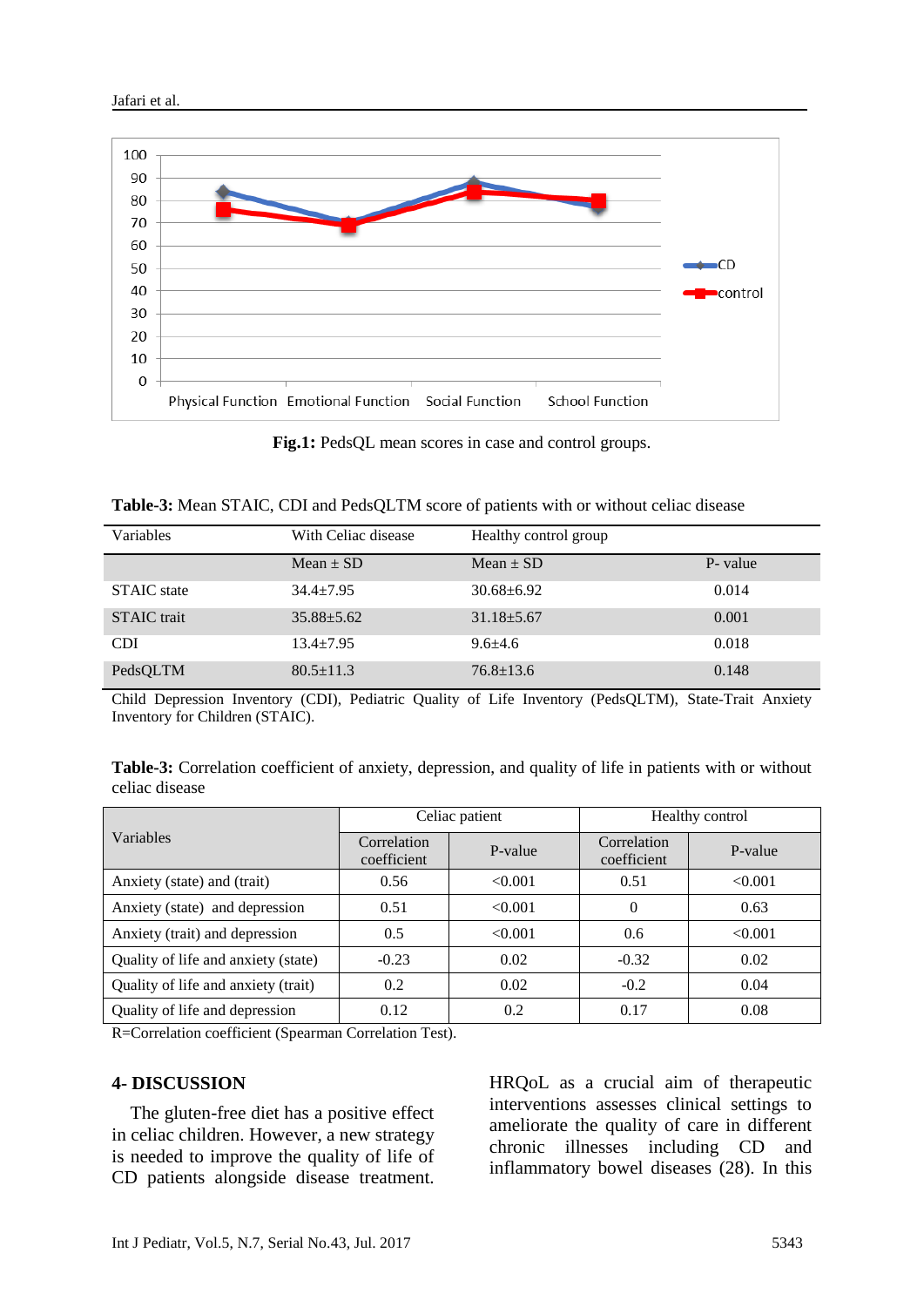Fig.1: PedsQL mean scores in case and control groups.

**Table-3:** Mean STAIC, CDI and PedsQLTM score of patients with or without celiac disease

| Variables | With Celiac disease | Healthy control group | |
|---|---|---|---|
| | Mean ± SD | Mean ± SD | P- value |
| STAIC state | 34.4±7.95 | 30.68±6.92 | 0.014 |
| STAIC trait | 35.88±5.62 | 31.18±5.67 | 0.001 |
| CDI | 13.4±7.95 | 9.6±4.6 | 0.018 |
| PedsQLTM | 80.5±11.3 | 76.8±13.6 | 0.148 |

Child Depression Inventory (CDI), Pediatric Quality of Life Inventory (PedsQLTM), State-Trait Anxiety Inventory for Children (STAIC).

**Table-3:** Correlation coefficient of anxiety, depression, and quality of life in patients with or without celiac disease

| Variables | Celiac patient | | Healthy control | |
|---|---|---|---|---|
| | Correlation coefficient | P-value | Correlation coefficient | P-value |
| Anxiety (state) and (trait) | 0.56 | <0.001 | 0.51 | <0.001 |
| Anxiety (state) and depression | 0.51 | <0.001 | 0 | 0.63 |
| Anxiety (trait) and depression | 0.5 | <0.001 | 0.6 | <0.001 |
| Quality of life and anxiety (state) | -0.23 | 0.02 | -0.32 | 0.02 |
| Quality of life and anxiety (trait) | 0.2 | 0.02 | -0.2 | 0.04 |
| Quality of life and depression | 0.12 | 0.2 | 0.17 | 0.08 |

R=Correlation coefficient (Spearman Correlation Test).

## 4- DISCUSSION

The gluten-free diet has a positive effect in celiac children. However, a new strategy is needed to improve the quality of life of CD patients alongside disease treatment. HRQoL as a crucial aim of therapeutic interventions assesses clinical settings to ameliorate the quality of care in different chronic illnesses including CD and inflammatory bowel diseases (28). In this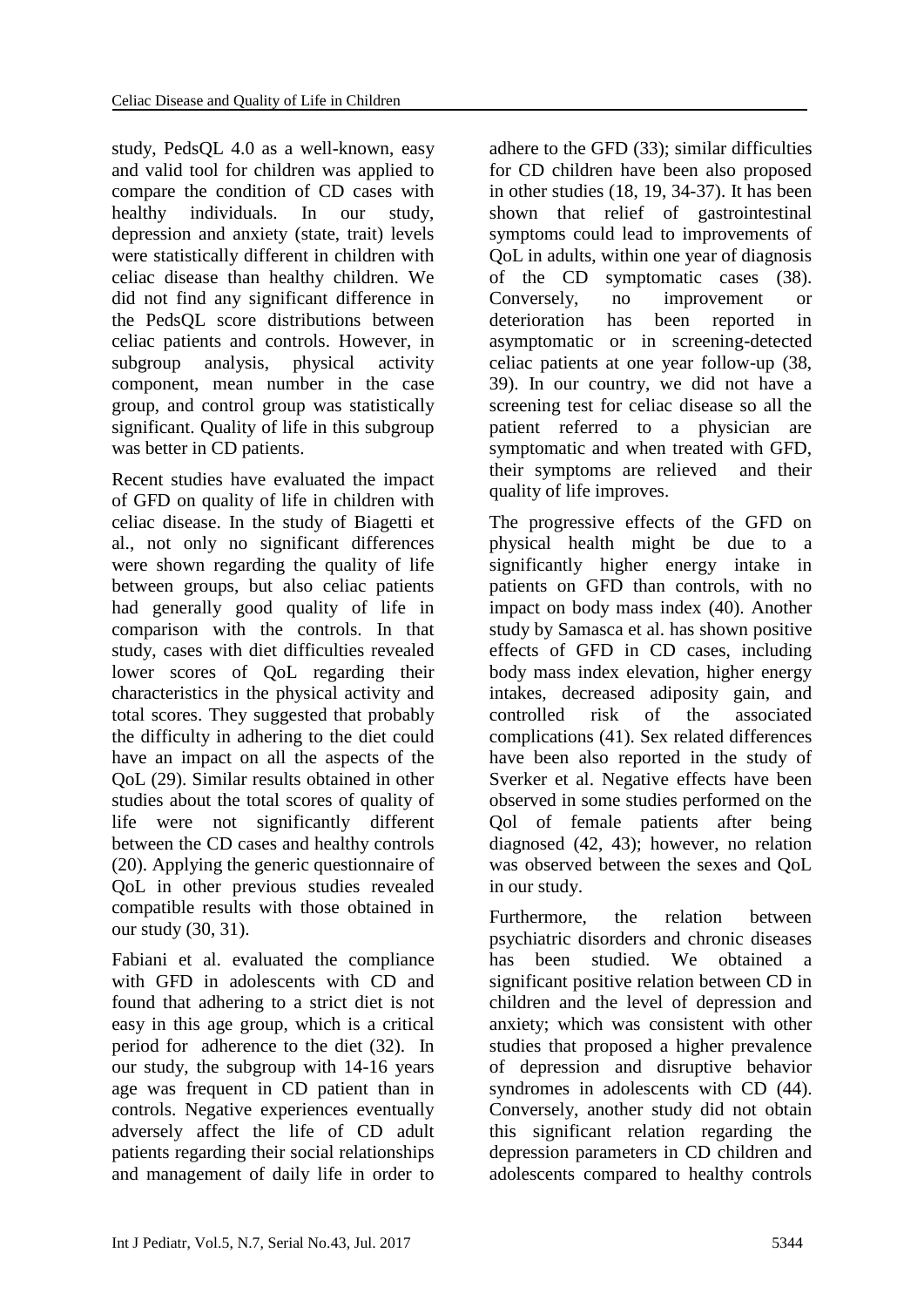study, PedsQL 4.0 as a well-known, easy and valid tool for children was applied to compare the condition of CD cases with healthy individuals. In our study, depression and anxiety (state, trait) levels were statistically different in children with celiac disease than healthy children. We did not find any significant difference in the PedsQL score distributions between celiac patients and controls. However, in subgroup analysis, physical activity component, mean number in the case group, and control group was statistically significant. Quality of life in this subgroup was better in CD patients.

Recent studies have evaluated the impact of GFD on quality of life in children with celiac disease. In the study of Biagetti et al., not only no significant differences were shown regarding the quality of life between groups, but also celiac patients had generally good quality of life in comparison with the controls. In that study, cases with diet difficulties revealed lower scores of QoL regarding their characteristics in the physical activity and total scores. They suggested that probably the difficulty in adhering to the diet could have an impact on all the aspects of the QoL (29). Similar results obtained in other studies about the total scores of quality of life were not significantly different between the CD cases and healthy controls (20). Applying the generic questionnaire of QoL in other previous studies revealed compatible results with those obtained in our study (30, 31).

Fabiani et al. evaluated the compliance with GFD in adolescents with CD and found that adhering to a strict diet is not easy in this age group, which is a critical period for adherence to the diet (32). In our study, the subgroup with 14-16 years age was frequent in CD patient than in controls. Negative experiences eventually adversely affect the life of CD adult patients regarding their social relationships and management of daily life in order to adhere to the GFD (33); similar difficulties for CD children have been also proposed in other studies (18, 19, 34-37). It has been shown that relief of gastrointestinal symptoms could lead to improvements of QoL in adults, within one year of diagnosis of the CD symptomatic cases (38). Conversely, no improvement or deterioration has been reported in asymptomatic or in screening-detected celiac patients at one year follow-up (38, 39). In our country, we did not have a screening test for celiac disease so all the patient referred to a physician are symptomatic and when treated with GFD, their symptoms are relieved and their quality of life improves.

The progressive effects of the GFD on physical health might be due to a significantly higher energy intake in patients on GFD than controls, with no impact on body mass index (40). Another study by Samasca et al. has shown positive effects of GFD in CD cases, including body mass index elevation, higher energy intakes, decreased adiposity gain, and controlled risk of the associated complications (41). Sex related differences have been also reported in the study of Sverker et al. Negative effects have been observed in some studies performed on the Qol of female patients after being diagnosed (42, 43); however, no relation was observed between the sexes and QoL in our study.

Furthermore, the relation between psychiatric disorders and chronic diseases has been studied. We obtained a significant positive relation between CD in children and the level of depression and anxiety; which was consistent with other studies that proposed a higher prevalence of depression and disruptive behavior syndromes in adolescents with CD (44). Conversely, another study did not obtain this significant relation regarding the depression parameters in CD children and adolescents compared to healthy controls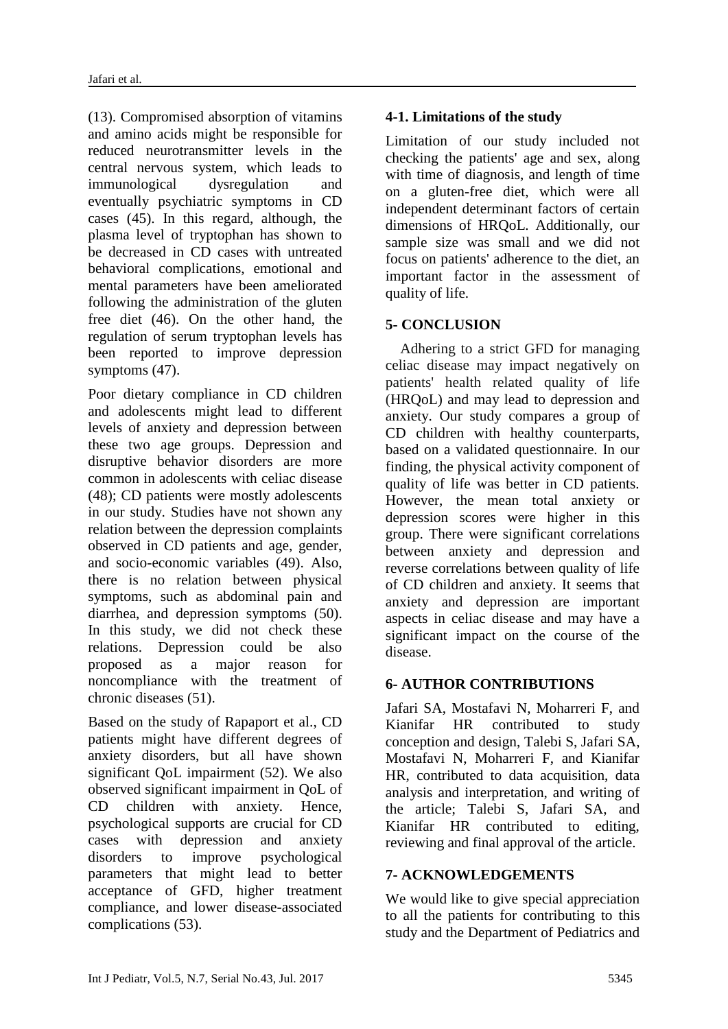(13). Compromised absorption of vitamins and amino acids might be responsible for reduced neurotransmitter levels in the central nervous system, which leads to immunological dysregulation and eventually psychiatric symptoms in CD cases (45). In this regard, although, the plasma level of tryptophan has shown to be decreased in CD cases with untreated behavioral complications, emotional and mental parameters have been ameliorated following the administration of the gluten free diet (46). On the other hand, the regulation of serum tryptophan levels has been reported to improve depression symptoms (47).

Poor dietary compliance in CD children and adolescents might lead to different levels of anxiety and depression between these two age groups. Depression and disruptive behavior disorders are more common in adolescents with celiac disease (48); CD patients were mostly adolescents in our study. Studies have not shown any relation between the depression complaints observed in CD patients and age, gender, and socio-economic variables (49). Also, there is no relation between physical symptoms, such as abdominal pain and diarrhea, and depression symptoms (50). In this study, we did not check these relations. Depression could be also proposed as a major reason for noncompliance with the treatment of chronic diseases (51).

Based on the study of Rapaport et al., CD patients might have different degrees of anxiety disorders, but all have shown significant QoL impairment (52). We also observed significant impairment in QoL of CD children with anxiety. Hence, psychological supports are crucial for CD cases with depression and anxiety disorders to improve psychological parameters that might lead to better acceptance of GFD, higher treatment compliance, and lower disease-associated complications (53).

### 4-1. Limitations of the study

Limitation of our study included not checking the patients' age and sex, along with time of diagnosis, and length of time on a gluten-free diet, which were all independent determinant factors of certain dimensions of HRQoL. Additionally, our sample size was small and we did not focus on patients' adherence to the diet, an important factor in the assessment of quality of life.

## 5- CONCLUSION

Adhering to a strict GFD for managing celiac disease may impact negatively on patients' health related quality of life (HRQoL) and may lead to depression and anxiety. Our study compares a group of CD children with healthy counterparts, based on a validated questionnaire. In our finding, the physical activity component of quality of life was better in CD patients. However, the mean total anxiety or depression scores were higher in this group. There were significant correlations between anxiety and depression and reverse correlations between quality of life of CD children and anxiety. It seems that anxiety and depression are important aspects in celiac disease and may have a significant impact on the course of the disease.

## 6- AUTHOR CONTRIBUTIONS

Jafari SA, Mostafavi N, Moharreri F, and Kianifar HR contributed to study conception and design, Talebi S, Jafari SA, Mostafavi N, Moharreri F, and Kianifar HR, contributed to data acquisition, data analysis and interpretation, and writing of the article; Talebi S, Jafari SA, and Kianifar HR contributed to editing, reviewing and final approval of the article.

## 7- ACKNOWLEDGEMENTS

We would like to give special appreciation to all the patients for contributing to this study and the Department of Pediatrics and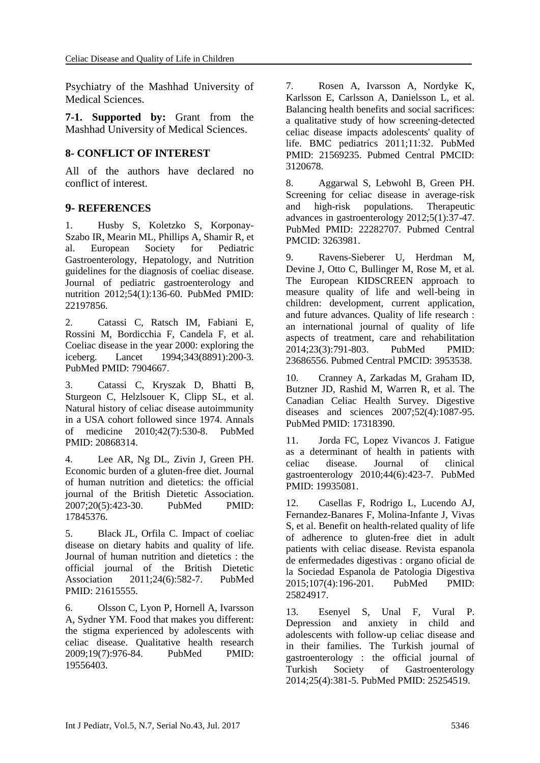Psychiatry of the Mashhad University of Medical Sciences.

**7-1. Supported by:** Grant from the Mashhad University of Medical Sciences.

## 8- CONFLICT OF INTEREST

All of the authors have declared no conflict of interest.

## 9- REFERENCES

1. Husby S, Koletzko S, Korponay-Szabo IR, Mearin ML, Phillips A, Shamir R, et al. European Society for Pediatric Gastroenterology, Hepatology, and Nutrition guidelines for the diagnosis of coeliac disease. Journal of pediatric gastroenterology and nutrition 2012;54(1):136-60. PubMed PMID: 22197856.

2. Catassi C, Ratsch IM, Fabiani E, Rossini M, Bordicchia F, Candela F, et al. Coeliac disease in the year 2000: exploring the iceberg. Lancet 1994;343(8891):200-3. PubMed PMID: 7904667.

3. Catassi C, Kryszak D, Bhatti B, Sturgeon C, Helzlsouer K, Clipp SL, et al. Natural history of celiac disease autoimmunity in a USA cohort followed since 1974. Annals of medicine 2010;42(7):530-8. PubMed PMID: 20868314.

4. Lee AR, Ng DL, Zivin J, Green PH. Economic burden of a gluten-free diet. Journal of human nutrition and dietetics: the official journal of the British Dietetic Association. 2007;20(5):423-30. PubMed PMID: 17845376.

5. Black JL, Orfila C. Impact of coeliac disease on dietary habits and quality of life. Journal of human nutrition and dietetics : the official journal of the British Dietetic Association 2011;24(6):582-7. PubMed PMID: 21615555.

6. Olsson C, Lyon P, Hornell A, Ivarsson A, Sydner YM. Food that makes you different: the stigma experienced by adolescents with celiac disease. Qualitative health research 2009;19(7):976-84. PubMed PMID: 19556403.

7. Rosen A, Ivarsson A, Nordyke K, Karlsson E, Carlsson A, Danielsson L, et al. Balancing health benefits and social sacrifices: a qualitative study of how screening-detected celiac disease impacts adolescents' quality of life. BMC pediatrics 2011;11:32. PubMed PMID: 21569235. Pubmed Central PMCID: 3120678.

8. Aggarwal S, Lebwohl B, Green PH. Screening for celiac disease in average-risk and high-risk populations. Therapeutic advances in gastroenterology 2012;5(1):37-47. PubMed PMID: 22282707. Pubmed Central PMCID: 3263981.

9. Ravens-Sieberer U, Herdman M, Devine J, Otto C, Bullinger M, Rose M, et al. The European KIDSCREEN approach to measure quality of life and well-being in children: development, current application, and future advances. Quality of life research : an international journal of quality of life aspects of treatment, care and rehabilitation 2014;23(3):791-803. PubMed PMID: 23686556. Pubmed Central PMCID: 3953538.

10. Cranney A, Zarkadas M, Graham ID, Butzner JD, Rashid M, Warren R, et al. The Canadian Celiac Health Survey. Digestive diseases and sciences 2007;52(4):1087-95. PubMed PMID: 17318390.

11. Jorda FC, Lopez Vivancos J. Fatigue as a determinant of health in patients with celiac disease. Journal of clinical gastroenterology 2010;44(6):423-7. PubMed PMID: 19935081.

12. Casellas F, Rodrigo L, Lucendo AJ, Fernandez-Banares F, Molina-Infante J, Vivas S, et al. Benefit on health-related quality of life of adherence to gluten-free diet in adult patients with celiac disease. Revista espanola de enfermedades digestivas : organo oficial de la Sociedad Espanola de Patologia Digestiva 2015;107(4):196-201. PubMed PMID: 25824917.

13. Esenyel S, Unal F, Vural P. Depression and anxiety in child and adolescents with follow-up celiac disease and in their families. The Turkish journal of gastroenterology : the official journal of Turkish Society of Gastroenterology 2014;25(4):381-5. PubMed PMID: 25254519.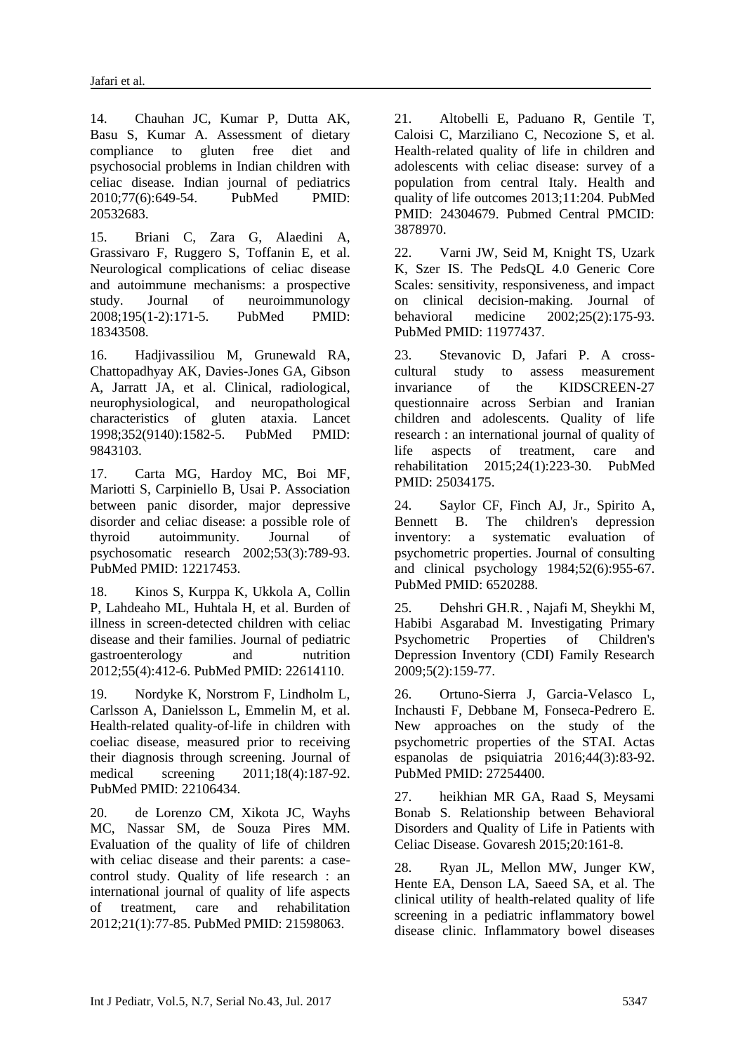14. Chauhan JC, Kumar P, Dutta AK, Basu S, Kumar A. Assessment of dietary compliance to gluten free diet and psychosocial problems in Indian children with celiac disease. Indian journal of pediatrics 2010;77(6):649-54. PubMed PMID: 20532683.

15. Briani C, Zara G, Alaedini A, Grassivaro F, Ruggero S, Toffanin E, et al. Neurological complications of celiac disease and autoimmune mechanisms: a prospective study. Journal of neuroimmunology 2008;195(1-2):171-5. PubMed PMID: 18343508.

16. Hadjivassiliou M, Grunewald RA, Chattopadhyay AK, Davies-Jones GA, Gibson A, Jarratt JA, et al. Clinical, radiological, neurophysiological, and neuropathological characteristics of gluten ataxia. Lancet 1998;352(9140):1582-5. PubMed PMID: 9843103.

17. Carta MG, Hardoy MC, Boi MF, Mariotti S, Carpiniello B, Usai P. Association between panic disorder, major depressive disorder and celiac disease: a possible role of thyroid autoimmunity. Journal of psychosomatic research 2002;53(3):789-93. PubMed PMID: 12217453.

18. Kinos S, Kurppa K, Ukkola A, Collin P, Lahdeaho ML, Huhtala H, et al. Burden of illness in screen-detected children with celiac disease and their families. Journal of pediatric gastroenterology and nutrition 2012;55(4):412-6. PubMed PMID: 22614110.

19. Nordyke K, Norstrom F, Lindholm L, Carlsson A, Danielsson L, Emmelin M, et al. Health-related quality-of-life in children with coeliac disease, measured prior to receiving their diagnosis through screening. Journal of medical screening 2011;18(4):187-92. PubMed PMID: 22106434.

20. de Lorenzo CM, Xikota JC, Wayhs MC, Nassar SM, de Souza Pires MM. Evaluation of the quality of life of children with celiac disease and their parents: a case-control study. Quality of life research : an international journal of quality of life aspects of treatment, care and rehabilitation 2012;21(1):77-85. PubMed PMID: 21598063.

21. Altobelli E, Paduano R, Gentile T, Caloisi C, Marziliano C, Necozione S, et al. Health-related quality of life in children and adolescents with celiac disease: survey of a population from central Italy. Health and quality of life outcomes 2013;11:204. PubMed PMID: 24304679. Pubmed Central PMCID: 3878970.

22. Varni JW, Seid M, Knight TS, Uzark K, Szer IS. The PedsQL 4.0 Generic Core Scales: sensitivity, responsiveness, and impact on clinical decision-making. Journal of behavioral medicine 2002;25(2):175-93. PubMed PMID: 11977437.

23. Stevanovic D, Jafari P. A cross-cultural study to assess measurement invariance of the KIDSCREEN-27 questionnaire across Serbian and Iranian children and adolescents. Quality of life research : an international journal of quality of life aspects of treatment, care and rehabilitation 2015;24(1):223-30. PubMed PMID: 25034175.

24. Saylor CF, Finch AJ, Jr., Spirito A, Bennett B. The children's depression inventory: a systematic evaluation of psychometric properties. Journal of consulting and clinical psychology 1984;52(6):955-67. PubMed PMID: 6520288.

25. Dehshri GH.R. , Najafi M, Sheykhi M, Habibi Asgarabad M. Investigating Primary Psychometric Properties of Children's Depression Inventory (CDI) Family Research 2009;5(2):159-77.

26. Ortuno-Sierra J, Garcia-Velasco L, Inchausti F, Debbane M, Fonseca-Pedrero E. New approaches on the study of the psychometric properties of the STAI. Actas espanolas de psiquiatria 2016;44(3):83-92. PubMed PMID: 27254400.

27. heikhian MR GA, Raad S, Meysami Bonab S. Relationship between Behavioral Disorders and Quality of Life in Patients with Celiac Disease. Govaresh 2015;20:161-8.

28. Ryan JL, Mellon MW, Junger KW, Hente EA, Denson LA, Saeed SA, et al. The clinical utility of health-related quality of life screening in a pediatric inflammatory bowel disease clinic. Inflammatory bowel diseases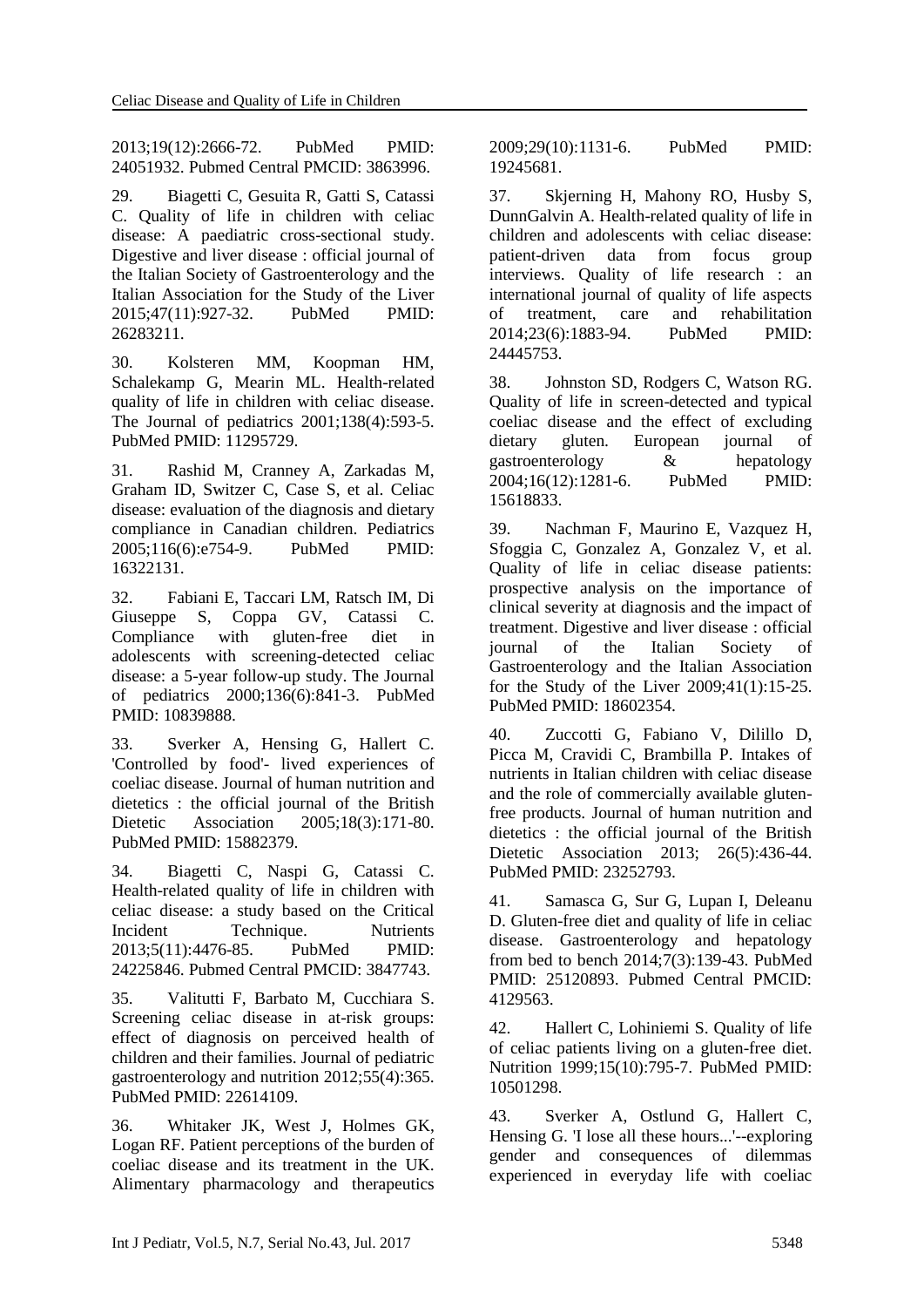2013;19(12):2666-72. PubMed PMID: 24051932. Pubmed Central PMCID: 3863996.

29. Biagetti C, Gesuita R, Gatti S, Catassi C. Quality of life in children with celiac disease: A paediatric cross-sectional study. Digestive and liver disease : official journal of the Italian Society of Gastroenterology and the Italian Association for the Study of the Liver 2015;47(11):927-32. PubMed PMID: 26283211.

30. Kolsteren MM, Koopman HM, Schalekamp G, Mearin ML. Health-related quality of life in children with celiac disease. The Journal of pediatrics 2001;138(4):593-5. PubMed PMID: 11295729.

31. Rashid M, Cranney A, Zarkadas M, Graham ID, Switzer C, Case S, et al. Celiac disease: evaluation of the diagnosis and dietary compliance in Canadian children. Pediatrics 2005;116(6):e754-9. PubMed PMID: 16322131.

32. Fabiani E, Taccari LM, Ratsch IM, Di Giuseppe S, Coppa GV, Catassi C. Compliance with gluten-free diet in adolescents with screening-detected celiac disease: a 5-year follow-up study. The Journal of pediatrics 2000;136(6):841-3. PubMed PMID: 10839888.

33. Sverker A, Hensing G, Hallert C. 'Controlled by food'- lived experiences of coeliac disease. Journal of human nutrition and dietetics : the official journal of the British Dietetic Association 2005;18(3):171-80. PubMed PMID: 15882379.

34. Biagetti C, Naspi G, Catassi C. Health-related quality of life in children with celiac disease: a study based on the Critical Incident Technique. Nutrients 2013;5(11):4476-85. PubMed PMID: 24225846. Pubmed Central PMCID: 3847743.

35. Valitutti F, Barbato M, Cucchiara S. Screening celiac disease in at-risk groups: effect of diagnosis on perceived health of children and their families. Journal of pediatric gastroenterology and nutrition 2012;55(4):365. PubMed PMID: 22614109.

36. Whitaker JK, West J, Holmes GK, Logan RF. Patient perceptions of the burden of coeliac disease and its treatment in the UK. Alimentary pharmacology and therapeutics 2009;29(10):1131-6. PubMed PMID: 19245681.

37. Skjerning H, Mahony RO, Husby S, DunnGalvin A. Health-related quality of life in children and adolescents with celiac disease: patient-driven data from focus group interviews. Quality of life research : an international journal of quality of life aspects of treatment, care and rehabilitation 2014;23(6):1883-94. PubMed PMID: 24445753.

38. Johnston SD, Rodgers C, Watson RG. Quality of life in screen-detected and typical coeliac disease and the effect of excluding dietary gluten. European journal of gastroenterology & hepatology 2004;16(12):1281-6. PubMed PMID: 15618833.

39. Nachman F, Maurino E, Vazquez H, Sfoggia C, Gonzalez A, Gonzalez V, et al. Quality of life in celiac disease patients: prospective analysis on the importance of clinical severity at diagnosis and the impact of treatment. Digestive and liver disease : official journal of the Italian Society of Gastroenterology and the Italian Association for the Study of the Liver 2009;41(1):15-25. PubMed PMID: 18602354.

40. Zuccotti G, Fabiano V, Dilillo D, Picca M, Cravidi C, Brambilla P. Intakes of nutrients in Italian children with celiac disease and the role of commercially available gluten-free products. Journal of human nutrition and dietetics : the official journal of the British Dietetic Association 2013; 26(5):436-44. PubMed PMID: 23252793.

41. Samasca G, Sur G, Lupan I, Deleanu D. Gluten-free diet and quality of life in celiac disease. Gastroenterology and hepatology from bed to bench 2014;7(3):139-43. PubMed PMID: 25120893. Pubmed Central PMCID: 4129563.

42. Hallert C, Lohiniemi S. Quality of life of celiac patients living on a gluten-free diet. Nutrition 1999;15(10):795-7. PubMed PMID: 10501298.

43. Sverker A, Ostlund G, Hallert C, Hensing G. 'I lose all these hours...'--exploring gender and consequences of dilemmas experienced in everyday life with coeliac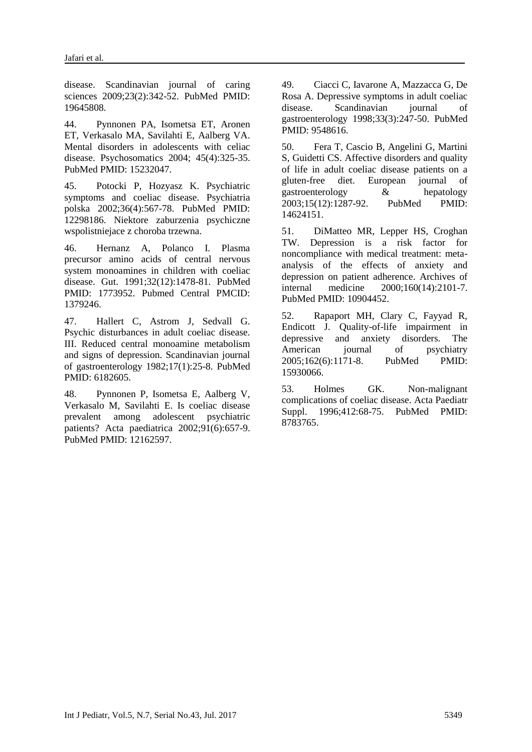disease. Scandinavian journal of caring sciences 2009;23(2):342-52. PubMed PMID: 19645808.

44. Pynnonen PA, Isometsa ET, Aronen ET, Verkasalo MA, Savilahti E, Aalberg VA. Mental disorders in adolescents with celiac disease. Psychosomatics 2004; 45(4):325-35. PubMed PMID: 15232047.

45. Potocki P, Hozyasz K. Psychiatric symptoms and coeliac disease. Psychiatria polska 2002;36(4):567-78. PubMed PMID: 12298186. Niektore zaburzenia psychiczne wspolistniejace z choroba trzewna.

46. Hernanz A, Polanco I. Plasma precursor amino acids of central nervous system monoamines in children with coeliac disease. Gut. 1991;32(12):1478-81. PubMed PMID: 1773952. Pubmed Central PMCID: 1379246.

47. Hallert C, Astrom J, Sedvall G. Psychic disturbances in adult coeliac disease. III. Reduced central monoamine metabolism and signs of depression. Scandinavian journal of gastroenterology 1982;17(1):25-8. PubMed PMID: 6182605.

48. Pynnonen P, Isometsa E, Aalberg V, Verkasalo M, Savilahti E. Is coeliac disease prevalent among adolescent psychiatric patients? Acta paediatrica 2002;91(6):657-9. PubMed PMID: 12162597.

49. Ciacci C, Iavarone A, Mazzacca G, De Rosa A. Depressive symptoms in adult coeliac disease. Scandinavian journal of gastroenterology 1998;33(3):247-50. PubMed PMID: 9548616.

50. Fera T, Cascio B, Angelini G, Martini S, Guidetti CS. Affective disorders and quality of life in adult coeliac disease patients on a gluten-free diet. European journal of gastroenterology & hepatology 2003;15(12):1287-92. PubMed PMID: 14624151.

51. DiMatteo MR, Lepper HS, Croghan TW. Depression is a risk factor for noncompliance with medical treatment: meta-analysis of the effects of anxiety and depression on patient adherence. Archives of internal medicine 2000;160(14):2101-7. PubMed PMID: 10904452.

52. Rapaport MH, Clary C, Fayyad R, Endicott J. Quality-of-life impairment in depressive and anxiety disorders. The American journal of psychiatry 2005;162(6):1171-8. PubMed PMID: 15930066.

53. Holmes GK. Non-malignant complications of coeliac disease. Acta Paediatr Suppl. 1996;412:68-75. PubMed PMID: 8783765.